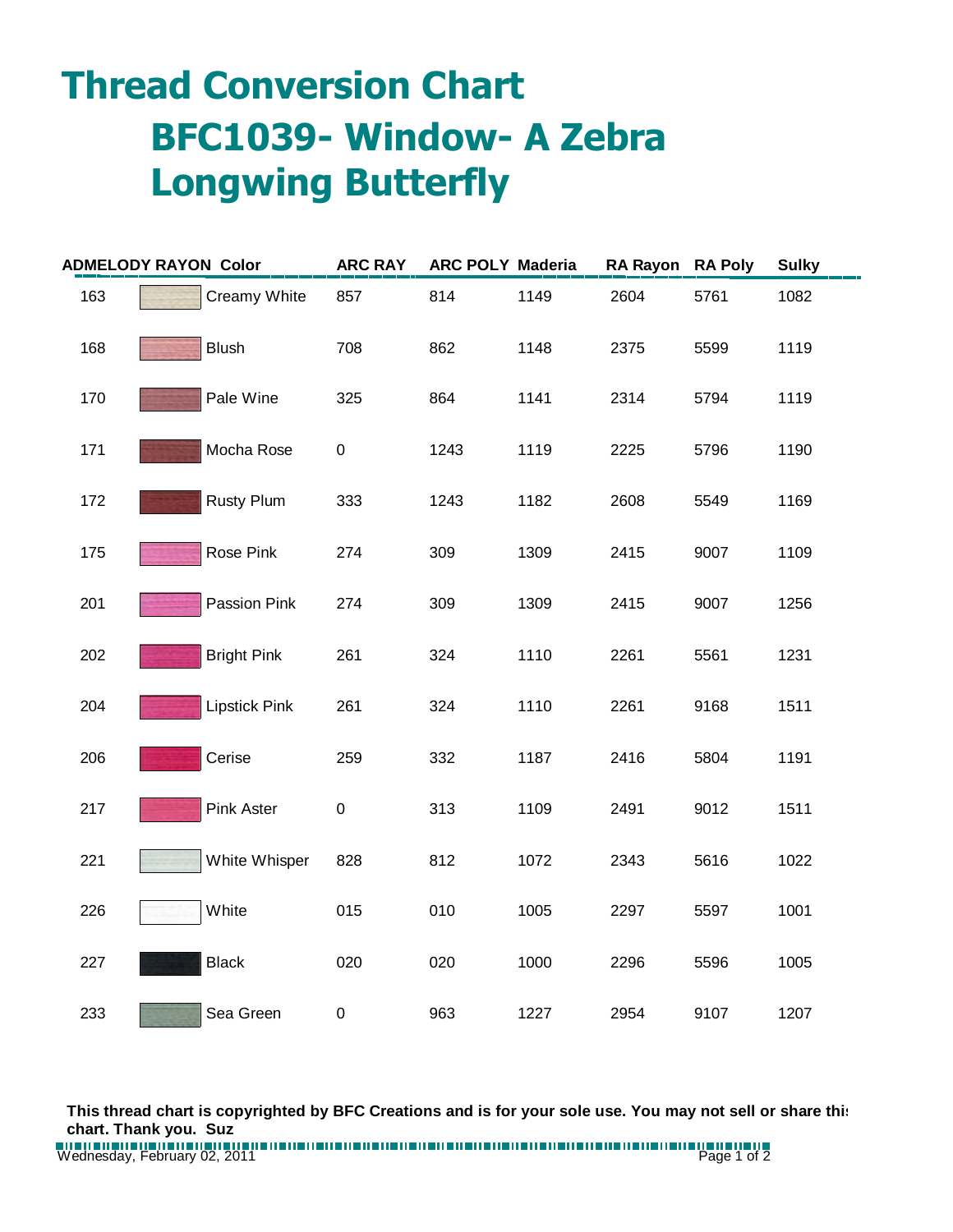# Thread Conversion Chart

## BFC1039- Window- A Zebra Longwing Butterfly

| ADMELODY RAYON | Color | ARC RAY | ARC POLY | Maderia | RA Rayon | RA Poly | Sulky |
|---|---|---|---|---|---|---|---|
| 163 | Creamy White | 857 | 814 | 1149 | 2604 | 5761 | 1082 |
| 168 | Blush | 708 | 862 | 1148 | 2375 | 5599 | 1119 |
| 170 | Pale Wine | 325 | 864 | 1141 | 2314 | 5794 | 1119 |
| 171 | Mocha Rose | 0 | 1243 | 1119 | 2225 | 5796 | 1190 |
| 172 | Rusty Plum | 333 | 1243 | 1182 | 2608 | 5549 | 1169 |
| 175 | Rose Pink | 274 | 309 | 1309 | 2415 | 9007 | 1109 |
| 201 | Passion Pink | 274 | 309 | 1309 | 2415 | 9007 | 1256 |
| 202 | Bright Pink | 261 | 324 | 1110 | 2261 | 5561 | 1231 |
| 204 | Lipstick Pink | 261 | 324 | 1110 | 2261 | 9168 | 1511 |
| 206 | Cerise | 259 | 332 | 1187 | 2416 | 5804 | 1191 |
| 217 | Pink Aster | 0 | 313 | 1109 | 2491 | 9012 | 1511 |
| 221 | White Whisper | 828 | 812 | 1072 | 2343 | 5616 | 1022 |
| 226 | White | 015 | 010 | 1005 | 2297 | 5597 | 1001 |
| 227 | Black | 020 | 020 | 1000 | 2296 | 5596 | 1005 |
| 233 | Sea Green | 0 | 963 | 1227 | 2954 | 9107 | 1207 |

**This thread chart is copyrighted by BFC Creations and is for your sole use. You may not sell or share this chart. Thank you. Suz**

Wednesday, February 02, 2011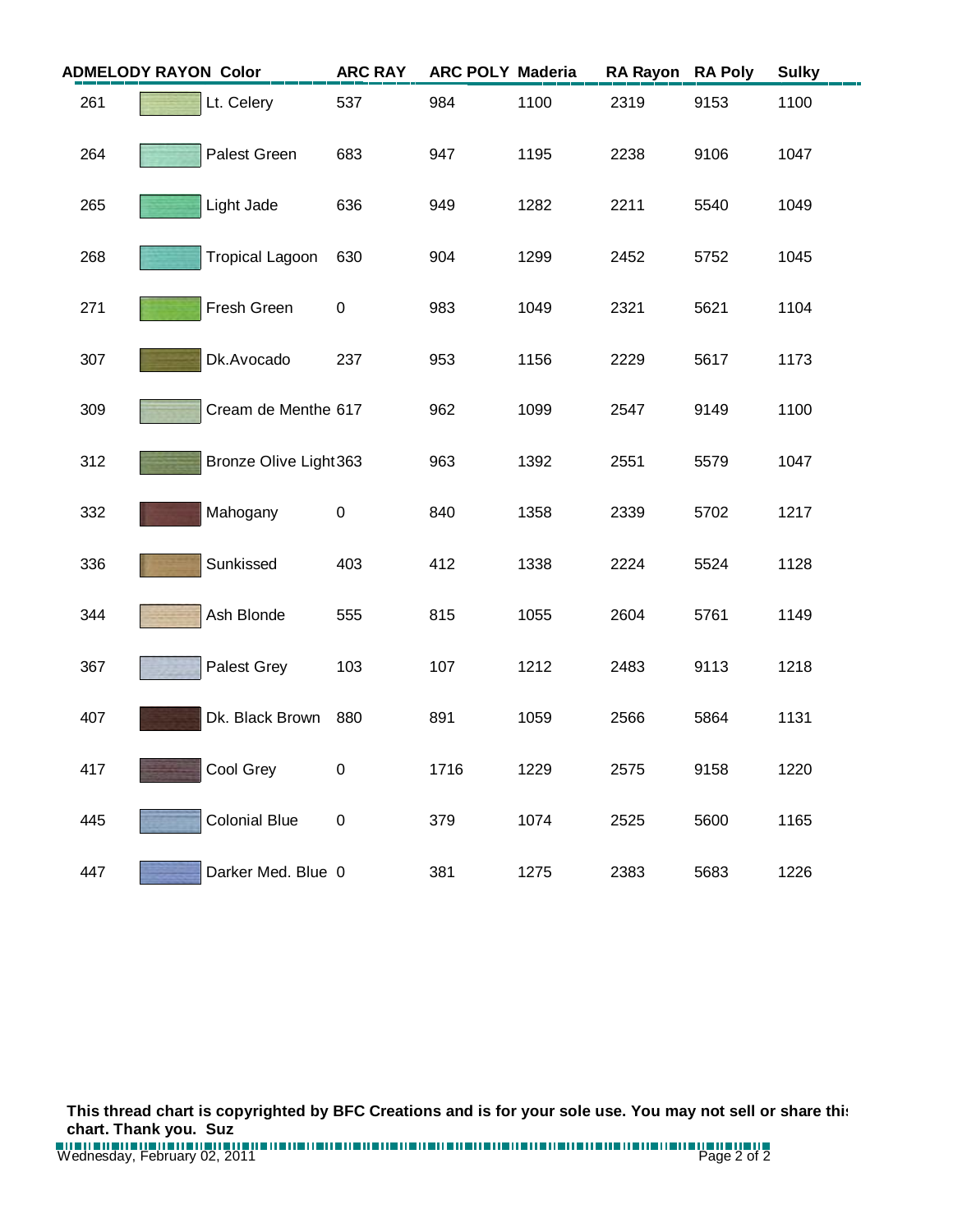| ADMELODY RAYON | | Color | ARC RAY | ARC POLY | Maderia | RA Rayon | RA Poly | Sulky |
|---|---|---|---|---|---|---|---|---|
| 261 | | Lt. Celery | 537 | 984 | 1100 | 2319 | 9153 | 1100 |
| 264 | | Palest Green | 683 | 947 | 1195 | 2238 | 9106 | 1047 |
| 265 | | Light Jade | 636 | 949 | 1282 | 2211 | 5540 | 1049 |
| 268 | | Tropical Lagoon | 630 | 904 | 1299 | 2452 | 5752 | 1045 |
| 271 | | Fresh Green | 0 | 983 | 1049 | 2321 | 5621 | 1104 |
| 307 | | Dk.Avocado | 237 | 953 | 1156 | 2229 | 5617 | 1173 |
| 309 | | Cream de Menthe | 617 | 962 | 1099 | 2547 | 9149 | 1100 |
| 312 | | Bronze Olive Light | 363 | 963 | 1392 | 2551 | 5579 | 1047 |
| 332 | | Mahogany | 0 | 840 | 1358 | 2339 | 5702 | 1217 |
| 336 | | Sunkissed | 403 | 412 | 1338 | 2224 | 5524 | 1128 |
| 344 | | Ash Blonde | 555 | 815 | 1055 | 2604 | 5761 | 1149 |
| 367 | | Palest Grey | 103 | 107 | 1212 | 2483 | 9113 | 1218 |
| 407 | | Dk. Black Brown | 880 | 891 | 1059 | 2566 | 5864 | 1131 |
| 417 | | Cool Grey | 0 | 1716 | 1229 | 2575 | 9158 | 1220 |
| 445 | | Colonial Blue | 0 | 379 | 1074 | 2525 | 5600 | 1165 |
| 447 | | Darker Med. Blue | 0 | 381 | 1275 | 2383 | 5683 | 1226 |

**This thread chart is copyrighted by BFC Creations and is for your sole use. You may not sell or share this chart. Thank you. Suz**

Wednesday, February 02, 2011